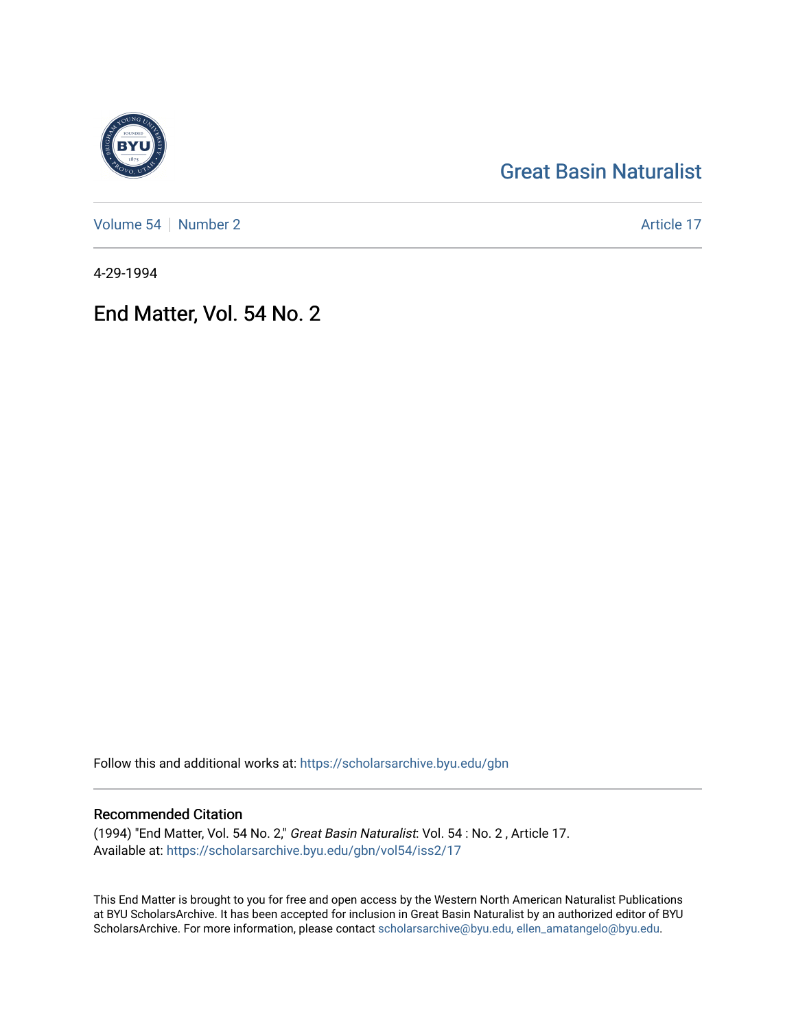Great Basin Naturalist

Volume 54 | Number 2 | Article 17

4-29-1994

# End Matter, Vol. 54 No. 2

Follow this and additional works at: https://scholarsarchive.byu.edu/gbn

## Recommended Citation

(1994) "End Matter, Vol. 54 No. 2," *Great Basin Naturalist*: Vol. 54 : No. 2 , Article 17.
Available at: https://scholarsarchive.byu.edu/gbn/vol54/iss2/17

This End Matter is brought to you for free and open access by the Western North American Naturalist Publications at BYU ScholarsArchive. It has been accepted for inclusion in Great Basin Naturalist by an authorized editor of BYU ScholarsArchive. For more information, please contact scholarsarchive@byu.edu, ellen_amatangelo@byu.edu.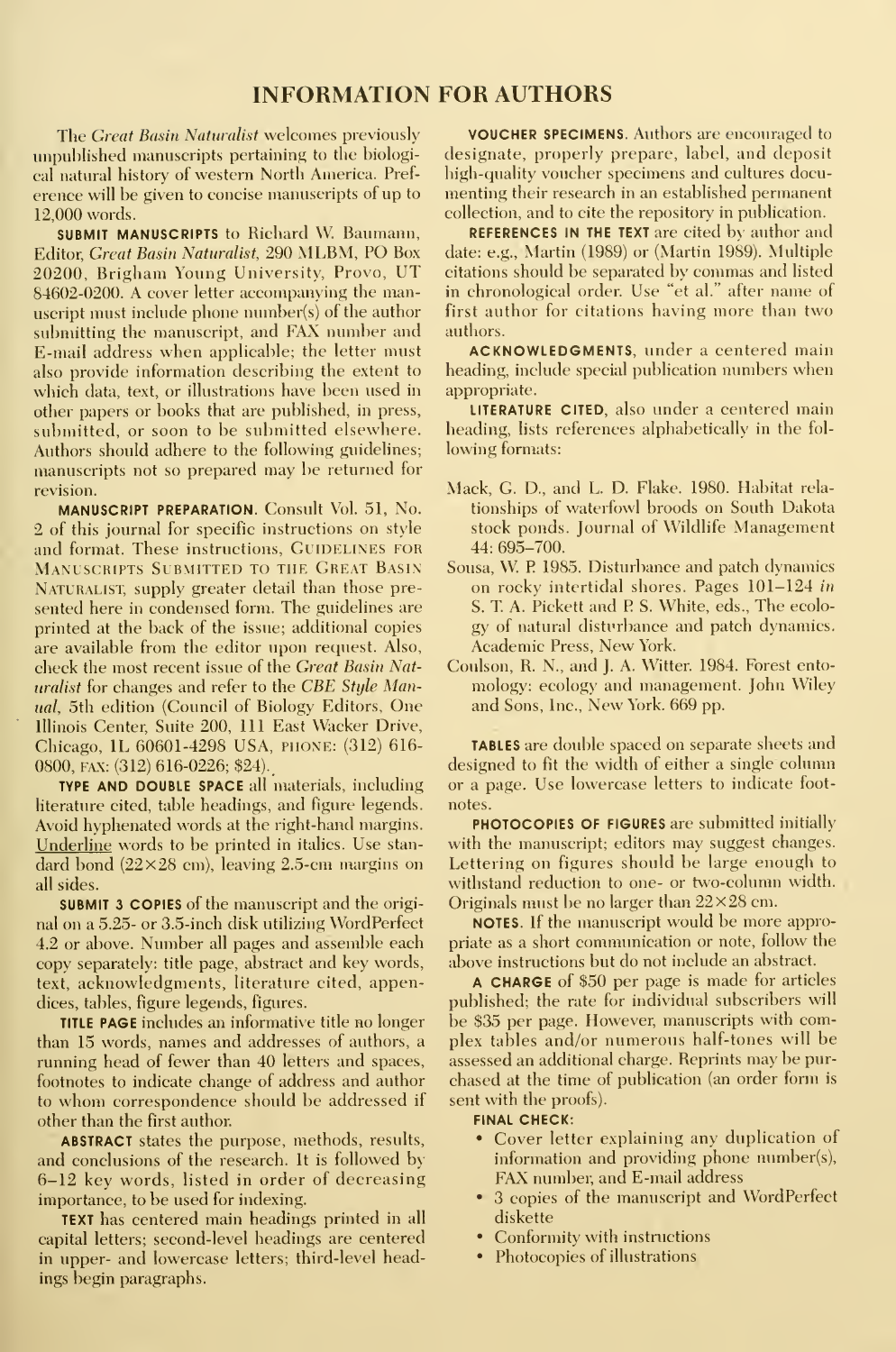# INFORMATION FOR AUTHORS

The *Great Basin Naturalist* welcomes previously unpublished manuscripts pertaining to the biological natural history of western North America. Preference will be given to concise manuscripts of up to 12,000 words.

**SUBMIT MANUSCRIPTS** to Richard W. Baumann, Editor, *Great Basin Naturalist*, 290 MLBM, PO Box 20200, Brigham Young University, Provo, UT 84602-0200. A cover letter accompanying the manuscript must include phone number(s) of the author submitting the manuscript, and FAX number and E-mail address when applicable; the letter must also provide information describing the extent to which data, text, or illustrations have been used in other papers or books that are published, in press, submitted, or soon to be submitted elsewhere. Authors should adhere to the following guidelines; manuscripts not so prepared may be returned for revision.

**MANUSCRIPT PREPARATION.** Consult Vol. 51, No. 2 of this journal for specific instructions on style and format. These instructions, GUIDELINES FOR MANUSCRIPTS SUBMITTED TO THE GREAT BASIN NATURALIST, supply greater detail than those presented here in condensed form. The guidelines are printed at the back of the issue; additional copies are available from the editor upon request. Also, check the most recent issue of the *Great Basin Naturalist* for changes and refer to the *CBE Style Manual*, 5th edition (Council of Biology Editors, One Illinois Center, Suite 200, 111 East Wacker Drive, Chicago, IL 60601-4298 USA, PHONE: (312) 616-0800, FAX: (312) 616-0226; $24).

**TYPE AND DOUBLE SPACE** all materials, including literature cited, table headings, and figure legends. Avoid hyphenated words at the right-hand margins. Underline words to be printed in italics. Use standard bond (22×28 cm), leaving 2.5-cm margins on all sides.

**SUBMIT 3 COPIES** of the manuscript and the original on a 5.25- or 3.5-inch disk utilizing WordPerfect 4.2 or above. Number all pages and assemble each copy separately: title page, abstract and key words, text, acknowledgments, literature cited, appendices, tables, figure legends, figures.

**TITLE PAGE** includes an informative title no longer than 15 words, names and addresses of authors, a running head of fewer than 40 letters and spaces, footnotes to indicate change of address and author to whom correspondence should be addressed if other than the first author.

**ABSTRACT** states the purpose, methods, results, and conclusions of the research. It is followed by 6–12 key words, listed in order of decreasing importance, to be used for indexing.

**TEXT** has centered main headings printed in all capital letters; second-level headings are centered in upper- and lowercase letters; third-level headings begin paragraphs.

**VOUCHER SPECIMENS.** Authors are encouraged to designate, properly prepare, label, and deposit high-quality voucher specimens and cultures documenting their research in an established permanent collection, and to cite the repository in publication.

**REFERENCES IN THE TEXT** are cited by author and date: e.g., Martin (1989) or (Martin 1989). Multiple citations should be separated by commas and listed in chronological order. Use "et al." after name of first author for citations having more than two authors.

**ACKNOWLEDGMENTS**, under a centered main heading, include special publication numbers when appropriate.

**LITERATURE CITED**, also under a centered main heading, lists references alphabetically in the following formats:

Mack, G. D., and L. D. Flake. 1980. Habitat relationships of waterfowl broods on South Dakota stock ponds. Journal of Wildlife Management 44: 695–700.

Sousa, W. P. 1985. Disturbance and patch dynamics on rocky intertidal shores. Pages 101–124 *in* S. T. A. Pickett and P. S. White, eds., The ecology of natural disturbance and patch dynamics. Academic Press, New York.

Coulson, R. N., and J. A. Witter. 1984. Forest entomology: ecology and management. John Wiley and Sons, Inc., New York. 669 pp.

**TABLES** are double spaced on separate sheets and designed to fit the width of either a single column or a page. Use lowercase letters to indicate footnotes.

**PHOTOCOPIES OF FIGURES** are submitted initially with the manuscript; editors may suggest changes. Lettering on figures should be large enough to withstand reduction to one- or two-column width. Originals must be no larger than 22×28 cm.

**NOTES.** If the manuscript would be more appropriate as a short communication or note, follow the above instructions but do not include an abstract.

**A CHARGE** of $50 per page is made for articles published; the rate for individual subscribers will be $35 per page. However, manuscripts with complex tables and/or numerous half-tones will be assessed an additional charge. Reprints may be purchased at the time of publication (an order form is sent with the proofs).

**FINAL CHECK:**

- Cover letter explaining any duplication of information and providing phone number(s), FAX number, and E-mail address
- 3 copies of the manuscript and WordPerfect diskette
- Conformity with instructions
- Photocopies of illustrations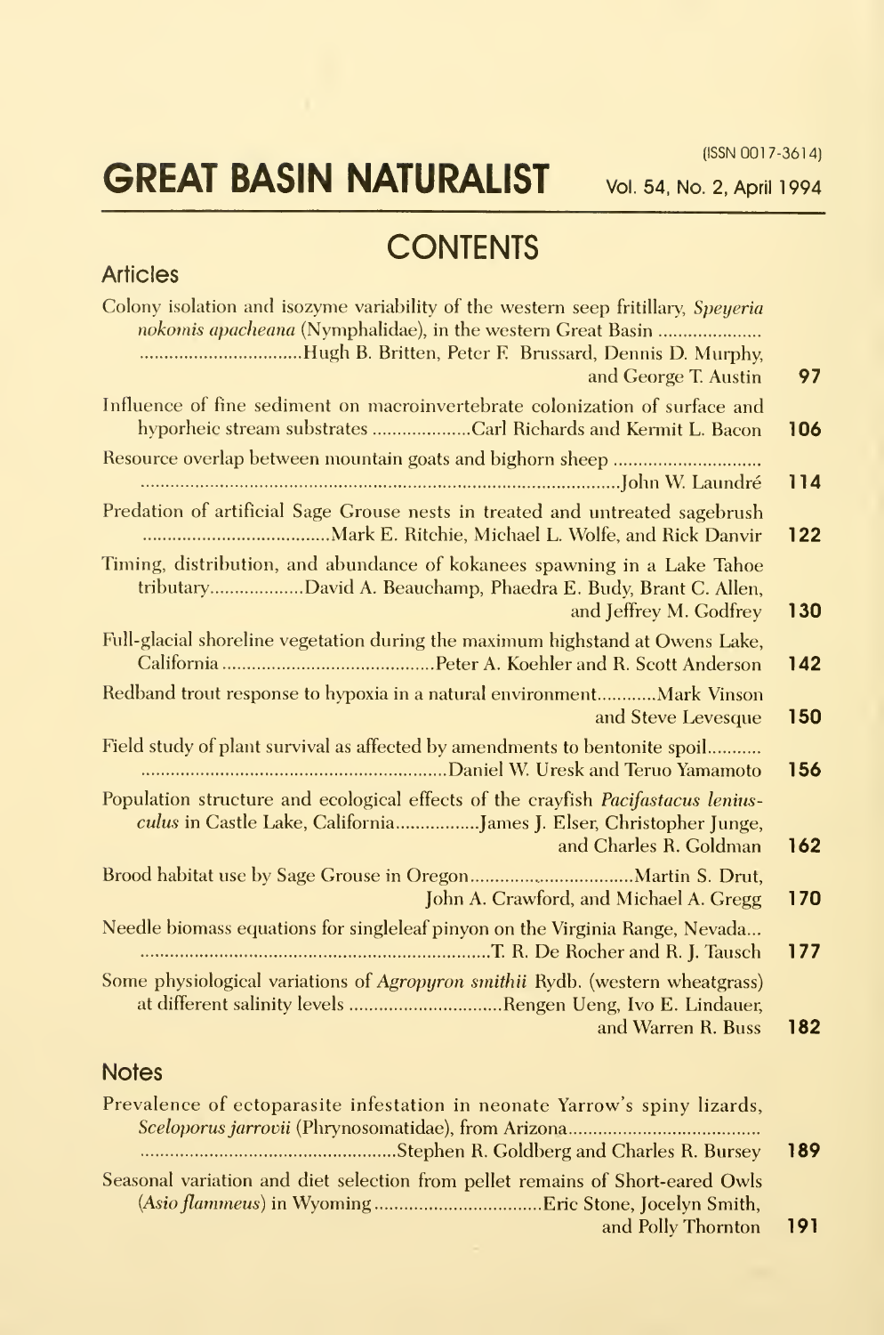(ISSN 0017-3614)

# GREAT BASIN NATURALIST

Vol. 54, No. 2, April 1994

## CONTENTS

### Articles

Colony isolation and isozyme variability of the western seep fritillary, *Speyeria nokomis apacheana* (Nymphalidae), in the western Great Basin .................................................Hugh B. Britten, Peter F. Brussard, Dennis D. Murphy, and George T. Austin **97**

Influence of fine sediment on macroinvertebrate colonization of surface and hyporheic stream substrates ....................Carl Richards and Kermit L. Bacon **106**

Resource overlap between mountain goats and bighorn sheep .......................................................John W. Laundré **114**

Predation of artificial Sage Grouse nests in treated and untreated sagebrush ......................................Mark E. Ritchie, Michael L. Wolfe, and Rick Danvir **122**

Timing, distribution, and abundance of kokanees spawning in a Lake Tahoe tributary...................David A. Beauchamp, Phaedra E. Budy, Brant C. Allen, and Jeffrey M. Godfrey **130**

Full-glacial shoreline vegetation during the maximum highstand at Owens Lake, California ...........................................Peter A. Koehler and R. Scott Anderson **142**

Redband trout response to hypoxia in a natural environment............Mark Vinson and Steve Levesque **150**

Field study of plant survival as affected by amendments to bentonite spoil........... ...............................................................Daniel W. Uresk and Teruo Yamamoto **156**

Population structure and ecological effects of the crayfish *Pacifastacus leniusculus* in Castle Lake, California.................James J. Elser, Christopher Junge, and Charles R. Goldman **162**

Brood habitat use by Sage Grouse in Oregon....................................Martin S. Drut, John A. Crawford, and Michael A. Gregg **170**

Needle biomass equations for singleleaf pinyon on the Virginia Range, Nevada... .......................................................................T. R. De Rocher and R. J. Tausch **177**

Some physiological variations of *Agropyron smithii* Rydb. (western wheatgrass) at different salinity levels ...............................Rengen Ueng, Ivo E. Lindauer, and Warren R. Buss **182**

### Notes

Prevalence of ectoparasite infestation in neonate Yarrow's spiny lizards, *Sceloporus jarrovii* (Phrynosomatidae), from Arizona...................................................Stephen R. Goldberg and Charles R. Bursey **189**

Seasonal variation and diet selection from pellet remains of Short-eared Owls (*Asio flammeus*) in Wyoming.................................Eric Stone, Jocelyn Smith, and Polly Thornton **191**